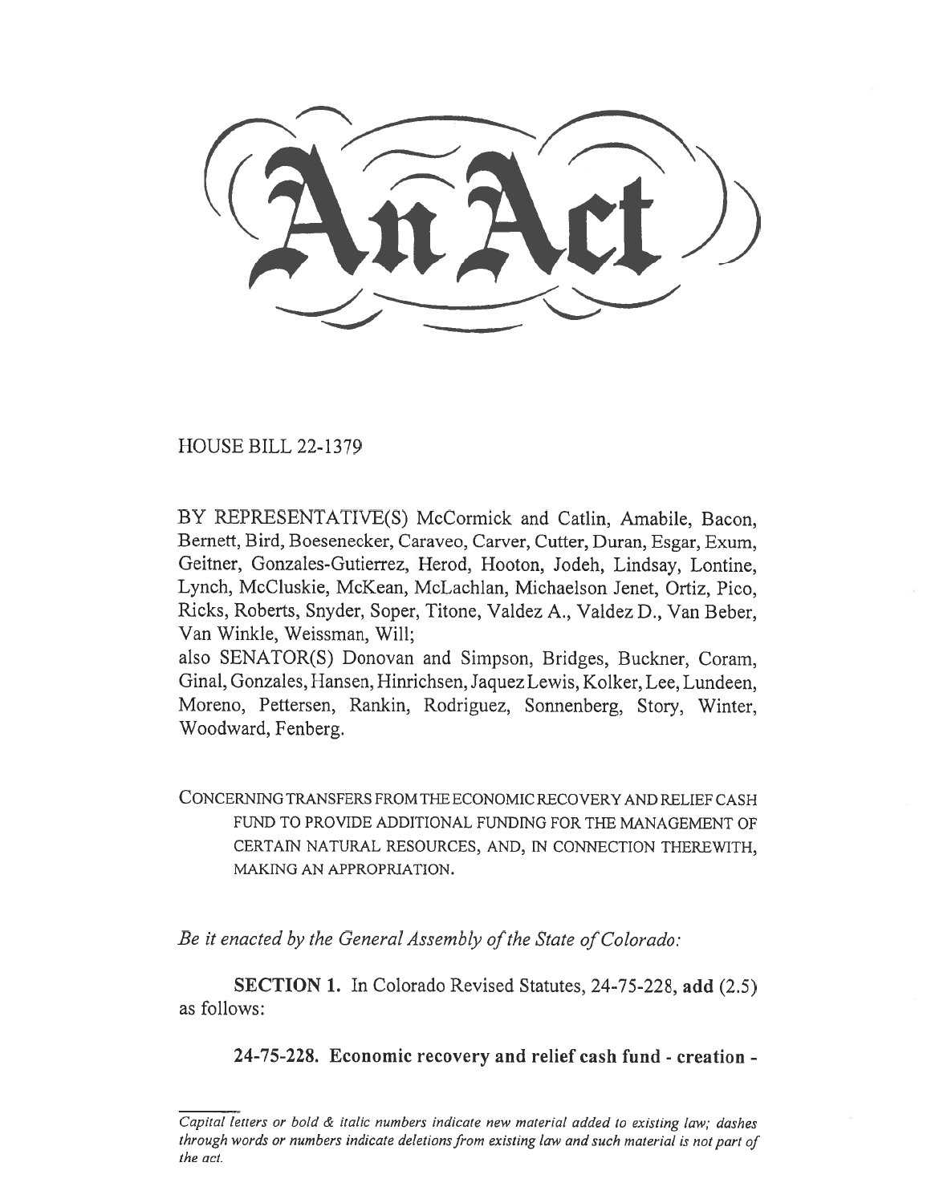# An Act

HOUSE BILL 22-1379

BY REPRESENTATIVE(S) McCormick and Catlin, Amabile, Bacon, Bernett, Bird, Boesenecker, Caraveo, Carver, Cutter, Duran, Esgar, Exum, Geitner, Gonzales-Gutierrez, Herod, Hooton, Jodeh, Lindsay, Lontine, Lynch, McCluskie, McKean, McLachlan, Michaelson Jenet, Ortiz, Pico, Ricks, Roberts, Snyder, Soper, Titone, Valdez A., Valdez D., Van Beber, Van Winkle, Weissman, Will;
also SENATOR(S) Donovan and Simpson, Bridges, Buckner, Coram, Ginal, Gonzales, Hansen, Hinrichsen, Jaquez Lewis, Kolker, Lee, Lundeen, Moreno, Pettersen, Rankin, Rodriguez, Sonnenberg, Story, Winter, Woodward, Fenberg.

CONCERNING TRANSFERS FROM THE ECONOMIC RECOVERY AND RELIEF CASH FUND TO PROVIDE ADDITIONAL FUNDING FOR THE MANAGEMENT OF CERTAIN NATURAL RESOURCES, AND, IN CONNECTION THEREWITH, MAKING AN APPROPRIATION.

*Be it enacted by the General Assembly of the State of Colorado:*

**SECTION 1.** In Colorado Revised Statutes, 24-75-228, **add** (2.5) as follows:

**24-75-228. Economic recovery and relief cash fund - creation -**

*Capital letters or bold & italic numbers indicate new material added to existing law; dashes through words or numbers indicate deletions from existing law and such material is not part of the act.*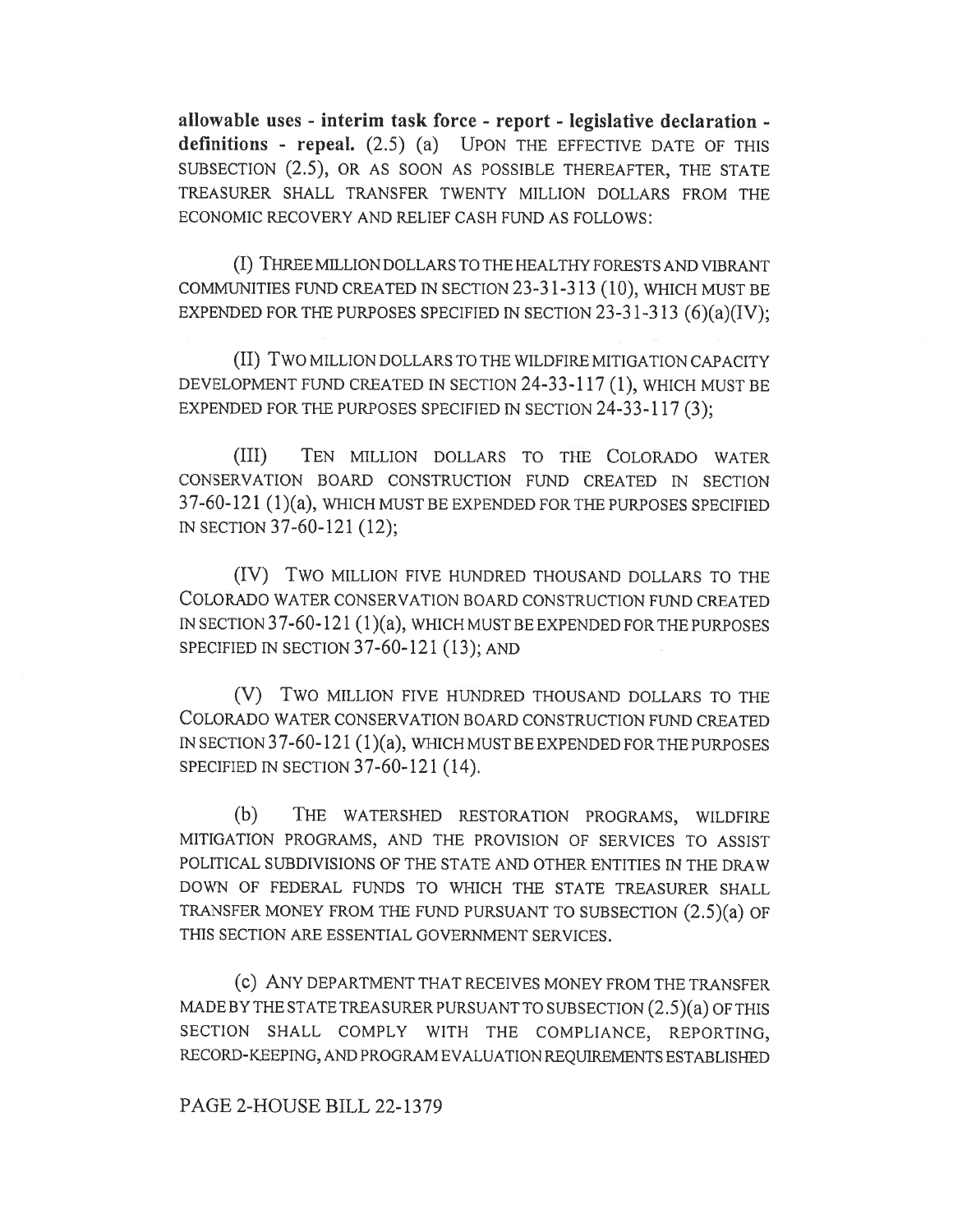**allowable uses - interim task force - report - legislative declaration - definitions - repeal.** (2.5) (a) UPON THE EFFECTIVE DATE OF THIS SUBSECTION (2.5), OR AS SOON AS POSSIBLE THEREAFTER, THE STATE TREASURER SHALL TRANSFER TWENTY MILLION DOLLARS FROM THE ECONOMIC RECOVERY AND RELIEF CASH FUND AS FOLLOWS:

(I) THREE MILLION DOLLARS TO THE HEALTHY FORESTS AND VIBRANT COMMUNITIES FUND CREATED IN SECTION 23-31-313 (10), WHICH MUST BE EXPENDED FOR THE PURPOSES SPECIFIED IN SECTION 23-31-313 (6)(a)(IV);

(II) TWO MILLION DOLLARS TO THE WILDFIRE MITIGATION CAPACITY DEVELOPMENT FUND CREATED IN SECTION 24-33-117 (1), WHICH MUST BE EXPENDED FOR THE PURPOSES SPECIFIED IN SECTION 24-33-117 (3);

(III) TEN MILLION DOLLARS TO THE COLORADO WATER CONSERVATION BOARD CONSTRUCTION FUND CREATED IN SECTION 37-60-121 (1)(a), WHICH MUST BE EXPENDED FOR THE PURPOSES SPECIFIED IN SECTION 37-60-121 (12);

(IV) TWO MILLION FIVE HUNDRED THOUSAND DOLLARS TO THE COLORADO WATER CONSERVATION BOARD CONSTRUCTION FUND CREATED IN SECTION 37-60-121 (1)(a), WHICH MUST BE EXPENDED FOR THE PURPOSES SPECIFIED IN SECTION 37-60-121 (13); AND

(V) TWO MILLION FIVE HUNDRED THOUSAND DOLLARS TO THE COLORADO WATER CONSERVATION BOARD CONSTRUCTION FUND CREATED IN SECTION 37-60-121 (1)(a), WHICH MUST BE EXPENDED FOR THE PURPOSES SPECIFIED IN SECTION 37-60-121 (14).

(b) THE WATERSHED RESTORATION PROGRAMS, WILDFIRE MITIGATION PROGRAMS, AND THE PROVISION OF SERVICES TO ASSIST POLITICAL SUBDIVISIONS OF THE STATE AND OTHER ENTITIES IN THE DRAW DOWN OF FEDERAL FUNDS TO WHICH THE STATE TREASURER SHALL TRANSFER MONEY FROM THE FUND PURSUANT TO SUBSECTION (2.5)(a) OF THIS SECTION ARE ESSENTIAL GOVERNMENT SERVICES.

(c) ANY DEPARTMENT THAT RECEIVES MONEY FROM THE TRANSFER MADE BY THE STATE TREASURER PURSUANT TO SUBSECTION (2.5)(a) OF THIS SECTION SHALL COMPLY WITH THE COMPLIANCE, REPORTING, RECORD-KEEPING, AND PROGRAM EVALUATION REQUIREMENTS ESTABLISHED

PAGE 2-HOUSE BILL 22-1379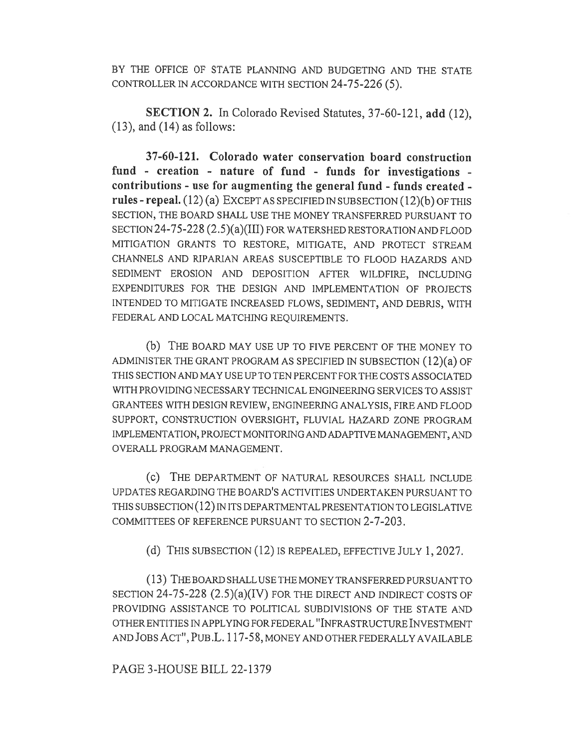BY THE OFFICE OF STATE PLANNING AND BUDGETING AND THE STATE CONTROLLER IN ACCORDANCE WITH SECTION 24-75-226 (5).

**SECTION 2.** In Colorado Revised Statutes, 37-60-121, **add** (12), (13), and (14) as follows:

**37-60-121. Colorado water conservation board construction fund - creation - nature of fund - funds for investigations - contributions - use for augmenting the general fund - funds created - rules - repeal.** (12) (a) EXCEPT AS SPECIFIED IN SUBSECTION (12)(b) OF THIS SECTION, THE BOARD SHALL USE THE MONEY TRANSFERRED PURSUANT TO SECTION 24-75-228 (2.5)(a)(III) FOR WATERSHED RESTORATION AND FLOOD MITIGATION GRANTS TO RESTORE, MITIGATE, AND PROTECT STREAM CHANNELS AND RIPARIAN AREAS SUSCEPTIBLE TO FLOOD HAZARDS AND SEDIMENT EROSION AND DEPOSITION AFTER WILDFIRE, INCLUDING EXPENDITURES FOR THE DESIGN AND IMPLEMENTATION OF PROJECTS INTENDED TO MITIGATE INCREASED FLOWS, SEDIMENT, AND DEBRIS, WITH FEDERAL AND LOCAL MATCHING REQUIREMENTS.

(b) THE BOARD MAY USE UP TO FIVE PERCENT OF THE MONEY TO ADMINISTER THE GRANT PROGRAM AS SPECIFIED IN SUBSECTION (12)(a) OF THIS SECTION AND MAY USE UP TO TEN PERCENT FOR THE COSTS ASSOCIATED WITH PROVIDING NECESSARY TECHNICAL ENGINEERING SERVICES TO ASSIST GRANTEES WITH DESIGN REVIEW, ENGINEERING ANALYSIS, FIRE AND FLOOD SUPPORT, CONSTRUCTION OVERSIGHT, FLUVIAL HAZARD ZONE PROGRAM IMPLEMENTATION, PROJECT MONITORING AND ADAPTIVE MANAGEMENT, AND OVERALL PROGRAM MANAGEMENT.

(c) THE DEPARTMENT OF NATURAL RESOURCES SHALL INCLUDE UPDATES REGARDING THE BOARD'S ACTIVITIES UNDERTAKEN PURSUANT TO THIS SUBSECTION (12) IN ITS DEPARTMENTAL PRESENTATION TO LEGISLATIVE COMMITTEES OF REFERENCE PURSUANT TO SECTION 2-7-203.

(d) THIS SUBSECTION (12) IS REPEALED, EFFECTIVE JULY 1, 2027.

(13) THE BOARD SHALL USE THE MONEY TRANSFERRED PURSUANT TO SECTION 24-75-228 (2.5)(a)(IV) FOR THE DIRECT AND INDIRECT COSTS OF PROVIDING ASSISTANCE TO POLITICAL SUBDIVISIONS OF THE STATE AND OTHER ENTITIES IN APPLYING FOR FEDERAL "INFRASTRUCTURE INVESTMENT AND JOBS ACT", PUB.L. 117-58, MONEY AND OTHER FEDERALLY AVAILABLE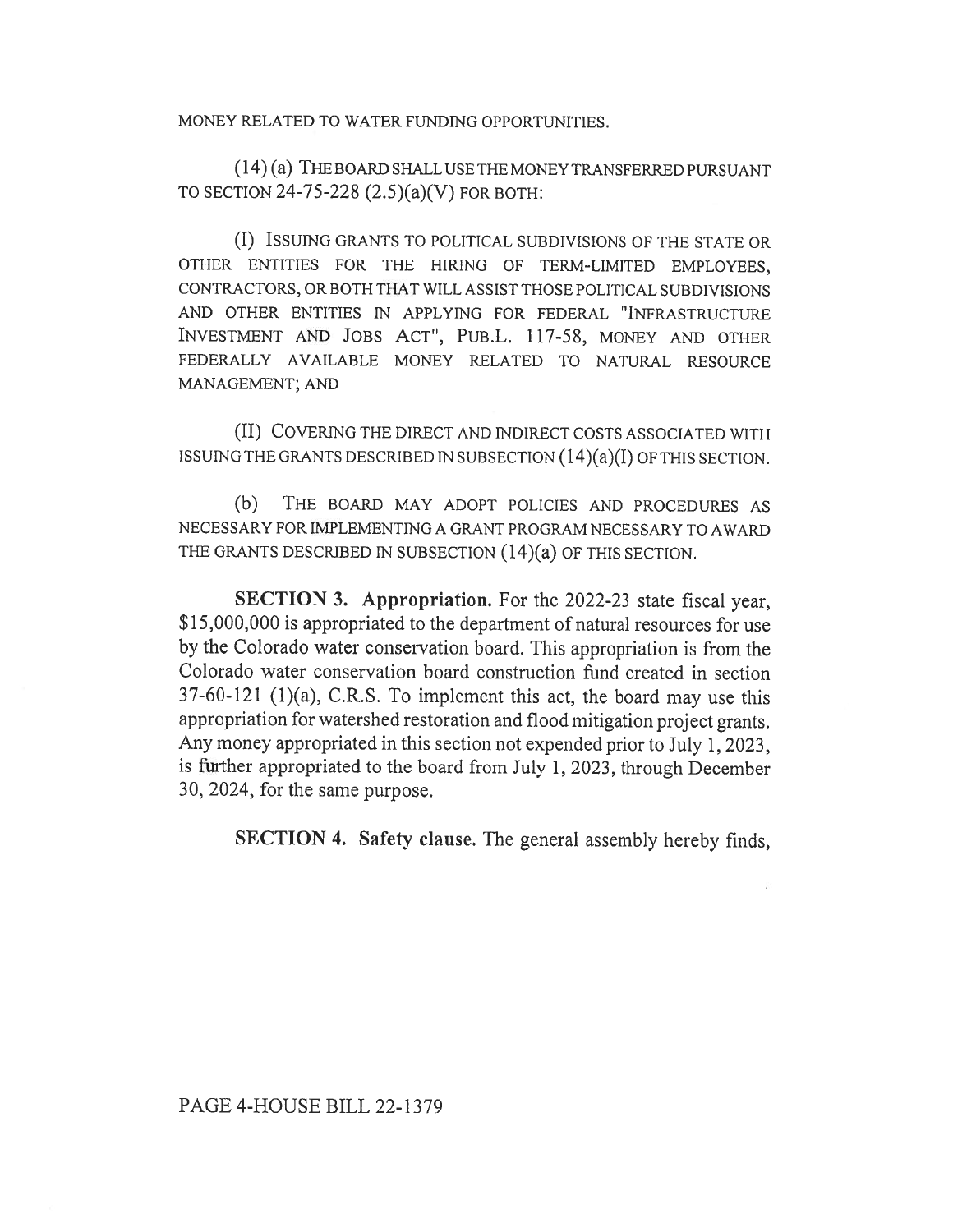MONEY RELATED TO WATER FUNDING OPPORTUNITIES.

(14) (a) THE BOARD SHALL USE THE MONEY TRANSFERRED PURSUANT TO SECTION 24-75-228 (2.5)(a)(V) FOR BOTH:

(I) ISSUING GRANTS TO POLITICAL SUBDIVISIONS OF THE STATE OR OTHER ENTITIES FOR THE HIRING OF TERM-LIMITED EMPLOYEES, CONTRACTORS, OR BOTH THAT WILL ASSIST THOSE POLITICAL SUBDIVISIONS AND OTHER ENTITIES IN APPLYING FOR FEDERAL "INFRASTRUCTURE INVESTMENT AND JOBS ACT", PUB.L. 117-58, MONEY AND OTHER FEDERALLY AVAILABLE MONEY RELATED TO NATURAL RESOURCE MANAGEMENT; AND

(II) COVERING THE DIRECT AND INDIRECT COSTS ASSOCIATED WITH ISSUING THE GRANTS DESCRIBED IN SUBSECTION (14)(a)(I) OF THIS SECTION.

(b) THE BOARD MAY ADOPT POLICIES AND PROCEDURES AS NECESSARY FOR IMPLEMENTING A GRANT PROGRAM NECESSARY TO AWARD THE GRANTS DESCRIBED IN SUBSECTION (14)(a) OF THIS SECTION.

**SECTION 3. Appropriation.** For the 2022-23 state fiscal year, $15,000,000 is appropriated to the department of natural resources for use by the Colorado water conservation board. This appropriation is from the Colorado water conservation board construction fund created in section 37-60-121 (1)(a), C.R.S. To implement this act, the board may use this appropriation for watershed restoration and flood mitigation project grants. Any money appropriated in this section not expended prior to July 1, 2023, is further appropriated to the board from July 1, 2023, through December 30, 2024, for the same purpose.

**SECTION 4. Safety clause.** The general assembly hereby finds,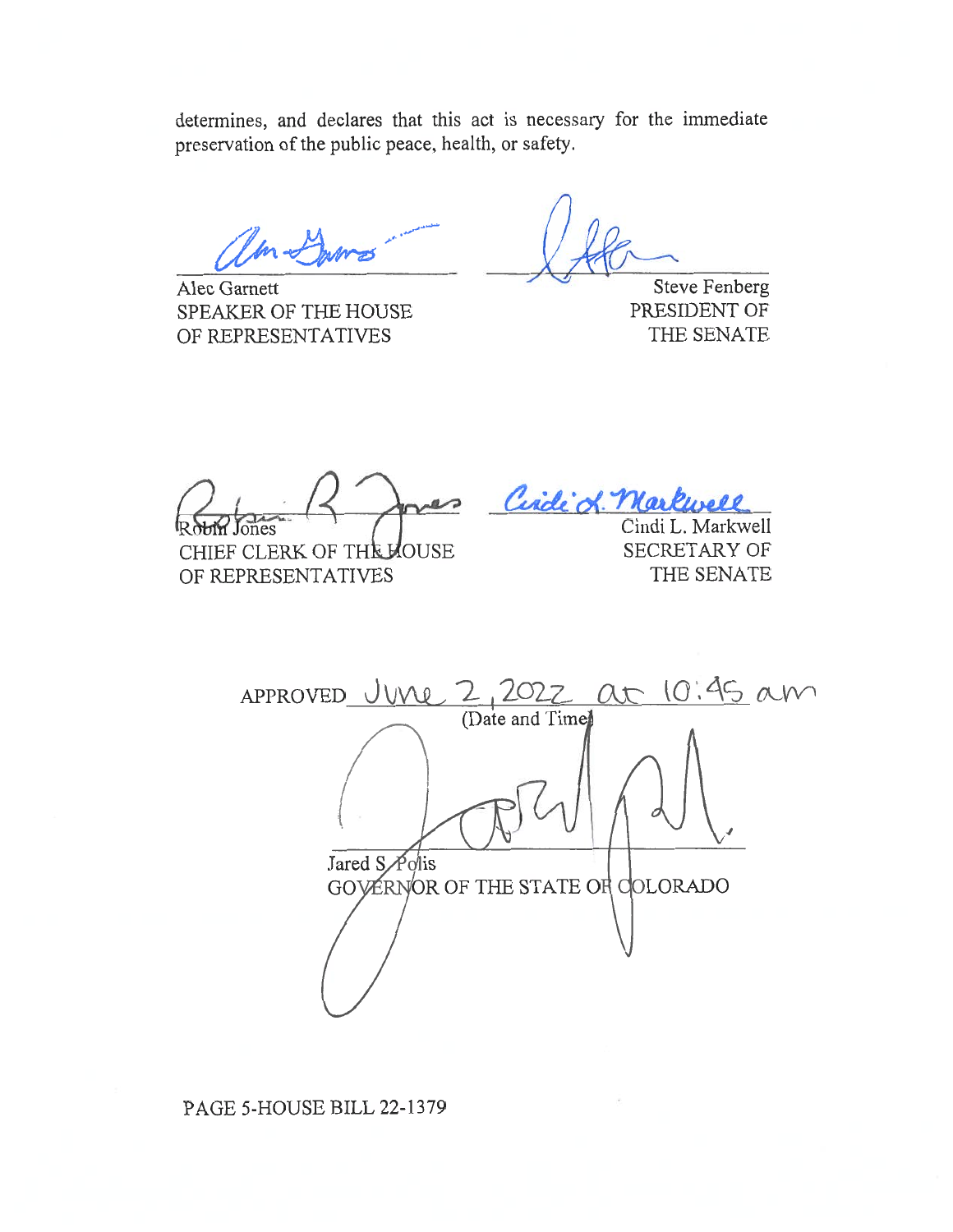determines, and declares that this act is necessary for the immediate preservation of the public peace, health, or safety.

Alec Garnett
SPEAKER OF THE HOUSE
OF REPRESENTATIVES

Steve Fenberg
PRESIDENT OF
THE SENATE

Robin Jones
CHIEF CLERK OF THE HOUSE
OF REPRESENTATIVES

Cindi L. Markwell
SECRETARY OF
THE SENATE

APPROVED June 2, 2022 at 10:45 am
(Date and Time)

Jared S. Polis
GOVERNOR OF THE STATE OF COLORADO

PAGE 5-HOUSE BILL 22-1379